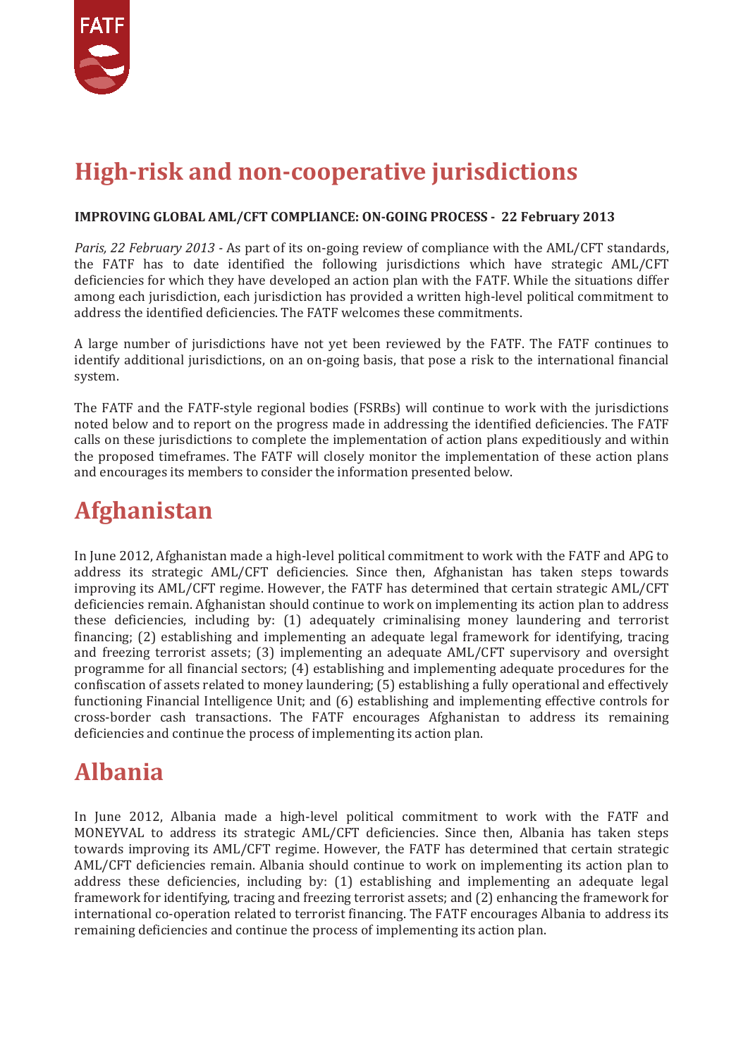# High-risk and non-cooperative jurisdictions

**IMPROVING GLOBAL AML/CFT COMPLIANCE: ON-GOING PROCESS - 22 February 2013**

*Paris, 22 February 2013* - As part of its on-going review of compliance with the AML/CFT standards, the FATF has to date identified the following jurisdictions which have strategic AML/CFT deficiencies for which they have developed an action plan with the FATF. While the situations differ among each jurisdiction, each jurisdiction has provided a written high-level political commitment to address the identified deficiencies. The FATF welcomes these commitments.

A large number of jurisdictions have not yet been reviewed by the FATF. The FATF continues to identify additional jurisdictions, on an on-going basis, that pose a risk to the international financial system.

The FATF and the FATF-style regional bodies (FSRBs) will continue to work with the jurisdictions noted below and to report on the progress made in addressing the identified deficiencies. The FATF calls on these jurisdictions to complete the implementation of action plans expeditiously and within the proposed timeframes. The FATF will closely monitor the implementation of these action plans and encourages its members to consider the information presented below.

## Afghanistan

In June 2012, Afghanistan made a high-level political commitment to work with the FATF and APG to address its strategic AML/CFT deficiencies. Since then, Afghanistan has taken steps towards improving its AML/CFT regime. However, the FATF has determined that certain strategic AML/CFT deficiencies remain. Afghanistan should continue to work on implementing its action plan to address these deficiencies, including by: (1) adequately criminalising money laundering and terrorist financing; (2) establishing and implementing an adequate legal framework for identifying, tracing and freezing terrorist assets; (3) implementing an adequate AML/CFT supervisory and oversight programme for all financial sectors; (4) establishing and implementing adequate procedures for the confiscation of assets related to money laundering; (5) establishing a fully operational and effectively functioning Financial Intelligence Unit; and (6) establishing and implementing effective controls for cross-border cash transactions. The FATF encourages Afghanistan to address its remaining deficiencies and continue the process of implementing its action plan.

## Albania

In June 2012, Albania made a high-level political commitment to work with the FATF and MONEYVAL to address its strategic AML/CFT deficiencies. Since then, Albania has taken steps towards improving its AML/CFT regime. However, the FATF has determined that certain strategic AML/CFT deficiencies remain. Albania should continue to work on implementing its action plan to address these deficiencies, including by: (1) establishing and implementing an adequate legal framework for identifying, tracing and freezing terrorist assets; and (2) enhancing the framework for international co-operation related to terrorist financing. The FATF encourages Albania to address its remaining deficiencies and continue the process of implementing its action plan.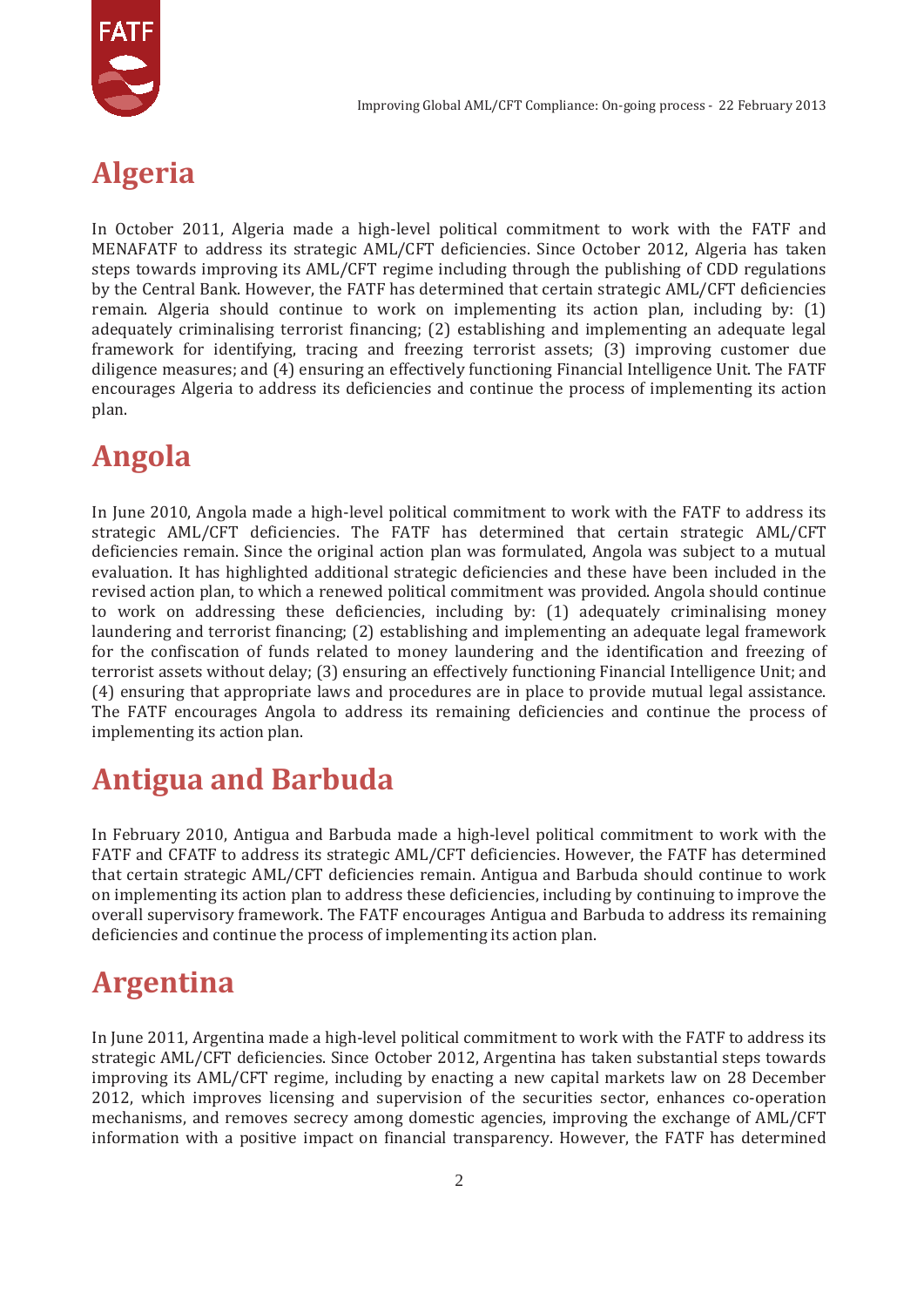# Algeria

In October 2011, Algeria made a high-level political commitment to work with the FATF and MENAFATF to address its strategic AML/CFT deficiencies. Since October 2012, Algeria has taken steps towards improving its AML/CFT regime including through the publishing of CDD regulations by the Central Bank. However, the FATF has determined that certain strategic AML/CFT deficiencies remain. Algeria should continue to work on implementing its action plan, including by: (1) adequately criminalising terrorist financing; (2) establishing and implementing an adequate legal framework for identifying, tracing and freezing terrorist assets; (3) improving customer due diligence measures; and (4) ensuring an effectively functioning Financial Intelligence Unit. The FATF encourages Algeria to address its deficiencies and continue the process of implementing its action plan.

# Angola

In June 2010, Angola made a high-level political commitment to work with the FATF to address its strategic AML/CFT deficiencies. The FATF has determined that certain strategic AML/CFT deficiencies remain. Since the original action plan was formulated, Angola was subject to a mutual evaluation. It has highlighted additional strategic deficiencies and these have been included in the revised action plan, to which a renewed political commitment was provided. Angola should continue to work on addressing these deficiencies, including by: (1) adequately criminalising money laundering and terrorist financing; (2) establishing and implementing an adequate legal framework for the confiscation of funds related to money laundering and the identification and freezing of terrorist assets without delay; (3) ensuring an effectively functioning Financial Intelligence Unit; and (4) ensuring that appropriate laws and procedures are in place to provide mutual legal assistance. The FATF encourages Angola to address its remaining deficiencies and continue the process of implementing its action plan.

# Antigua and Barbuda

In February 2010, Antigua and Barbuda made a high-level political commitment to work with the FATF and CFATF to address its strategic AML/CFT deficiencies. However, the FATF has determined that certain strategic AML/CFT deficiencies remain. Antigua and Barbuda should continue to work on implementing its action plan to address these deficiencies, including by continuing to improve the overall supervisory framework. The FATF encourages Antigua and Barbuda to address its remaining deficiencies and continue the process of implementing its action plan.

# Argentina

In June 2011, Argentina made a high-level political commitment to work with the FATF to address its strategic AML/CFT deficiencies. Since October 2012, Argentina has taken substantial steps towards improving its AML/CFT regime, including by enacting a new capital markets law on 28 December 2012, which improves licensing and supervision of the securities sector, enhances co-operation mechanisms, and removes secrecy among domestic agencies, improving the exchange of AML/CFT information with a positive impact on financial transparency. However, the FATF has determined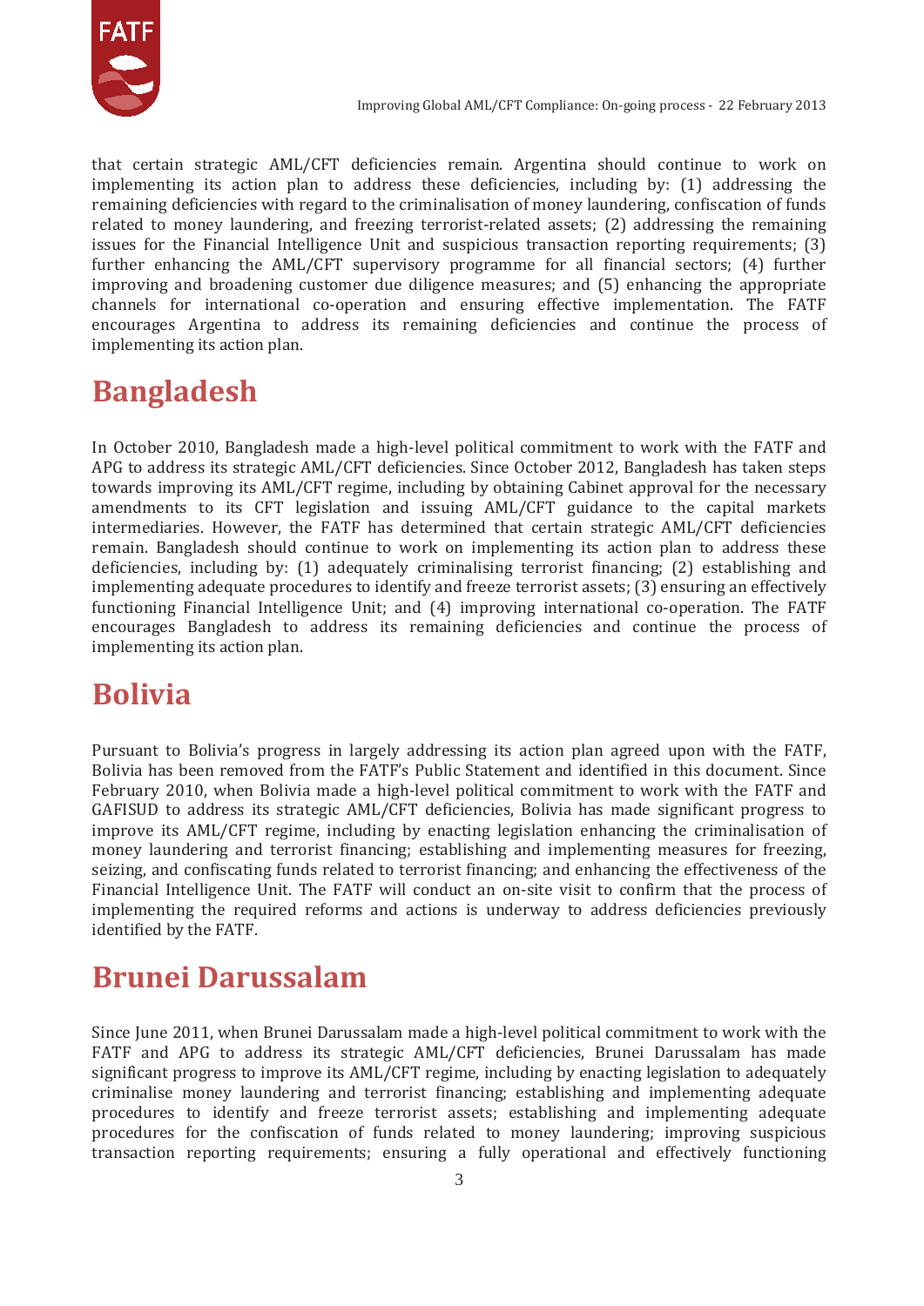that certain strategic AML/CFT deficiencies remain. Argentina should continue to work on implementing its action plan to address these deficiencies, including by: (1) addressing the remaining deficiencies with regard to the criminalisation of money laundering, confiscation of funds related to money laundering, and freezing terrorist-related assets; (2) addressing the remaining issues for the Financial Intelligence Unit and suspicious transaction reporting requirements; (3) further enhancing the AML/CFT supervisory programme for all financial sectors; (4) further improving and broadening customer due diligence measures; and (5) enhancing the appropriate channels for international co-operation and ensuring effective implementation. The FATF encourages Argentina to address its remaining deficiencies and continue the process of implementing its action plan.

## Bangladesh

In October 2010, Bangladesh made a high-level political commitment to work with the FATF and APG to address its strategic AML/CFT deficiencies. Since October 2012, Bangladesh has taken steps towards improving its AML/CFT regime, including by obtaining Cabinet approval for the necessary amendments to its CFT legislation and issuing AML/CFT guidance to the capital markets intermediaries. However, the FATF has determined that certain strategic AML/CFT deficiencies remain. Bangladesh should continue to work on implementing its action plan to address these deficiencies, including by: (1) adequately criminalising terrorist financing; (2) establishing and implementing adequate procedures to identify and freeze terrorist assets; (3) ensuring an effectively functioning Financial Intelligence Unit; and (4) improving international co-operation. The FATF encourages Bangladesh to address its remaining deficiencies and continue the process of implementing its action plan.

## Bolivia

Pursuant to Bolivia's progress in largely addressing its action plan agreed upon with the FATF, Bolivia has been removed from the FATF's Public Statement and identified in this document. Since February 2010, when Bolivia made a high-level political commitment to work with the FATF and GAFISUD to address its strategic AML/CFT deficiencies, Bolivia has made significant progress to improve its AML/CFT regime, including by enacting legislation enhancing the criminalisation of money laundering and terrorist financing; establishing and implementing measures for freezing, seizing, and confiscating funds related to terrorist financing; and enhancing the effectiveness of the Financial Intelligence Unit. The FATF will conduct an on-site visit to confirm that the process of implementing the required reforms and actions is underway to address deficiencies previously identified by the FATF.

## Brunei Darussalam

Since June 2011, when Brunei Darussalam made a high-level political commitment to work with the FATF and APG to address its strategic AML/CFT deficiencies, Brunei Darussalam has made significant progress to improve its AML/CFT regime, including by enacting legislation to adequately criminalise money laundering and terrorist financing; establishing and implementing adequate procedures to identify and freeze terrorist assets; establishing and implementing adequate procedures for the confiscation of funds related to money laundering; improving suspicious transaction reporting requirements; ensuring a fully operational and effectively functioning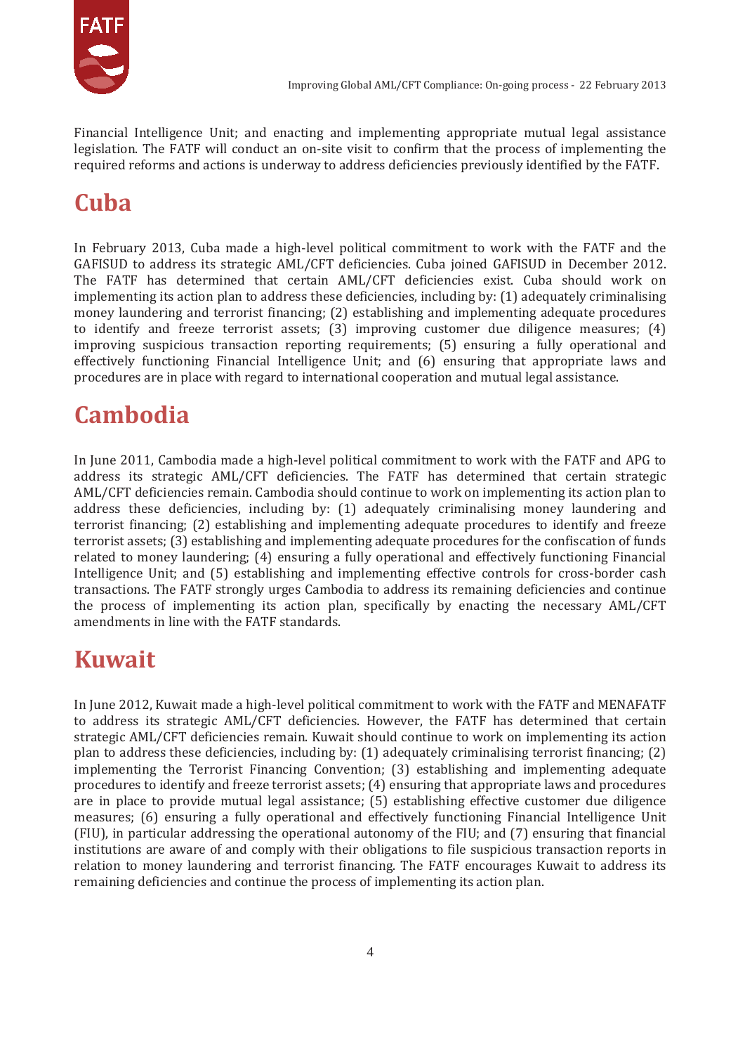Financial Intelligence Unit; and enacting and implementing appropriate mutual legal assistance legislation. The FATF will conduct an on-site visit to confirm that the process of implementing the required reforms and actions is underway to address deficiencies previously identified by the FATF.

## Cuba

In February 2013, Cuba made a high-level political commitment to work with the FATF and the GAFISUD to address its strategic AML/CFT deficiencies. Cuba joined GAFISUD in December 2012. The FATF has determined that certain AML/CFT deficiencies exist. Cuba should work on implementing its action plan to address these deficiencies, including by: (1) adequately criminalising money laundering and terrorist financing; (2) establishing and implementing adequate procedures to identify and freeze terrorist assets; (3) improving customer due diligence measures; (4) improving suspicious transaction reporting requirements; (5) ensuring a fully operational and effectively functioning Financial Intelligence Unit; and (6) ensuring that appropriate laws and procedures are in place with regard to international cooperation and mutual legal assistance.

## Cambodia

In June 2011, Cambodia made a high-level political commitment to work with the FATF and APG to address its strategic AML/CFT deficiencies. The FATF has determined that certain strategic AML/CFT deficiencies remain. Cambodia should continue to work on implementing its action plan to address these deficiencies, including by: (1) adequately criminalising money laundering and terrorist financing; (2) establishing and implementing adequate procedures to identify and freeze terrorist assets; (3) establishing and implementing adequate procedures for the confiscation of funds related to money laundering; (4) ensuring a fully operational and effectively functioning Financial Intelligence Unit; and (5) establishing and implementing effective controls for cross-border cash transactions. The FATF strongly urges Cambodia to address its remaining deficiencies and continue the process of implementing its action plan, specifically by enacting the necessary AML/CFT amendments in line with the FATF standards.

## Kuwait

In June 2012, Kuwait made a high-level political commitment to work with the FATF and MENAFATF to address its strategic AML/CFT deficiencies. However, the FATF has determined that certain strategic AML/CFT deficiencies remain. Kuwait should continue to work on implementing its action plan to address these deficiencies, including by: (1) adequately criminalising terrorist financing; (2) implementing the Terrorist Financing Convention; (3) establishing and implementing adequate procedures to identify and freeze terrorist assets; (4) ensuring that appropriate laws and procedures are in place to provide mutual legal assistance; (5) establishing effective customer due diligence measures; (6) ensuring a fully operational and effectively functioning Financial Intelligence Unit (FIU), in particular addressing the operational autonomy of the FIU; and (7) ensuring that financial institutions are aware of and comply with their obligations to file suspicious transaction reports in relation to money laundering and terrorist financing. The FATF encourages Kuwait to address its remaining deficiencies and continue the process of implementing its action plan.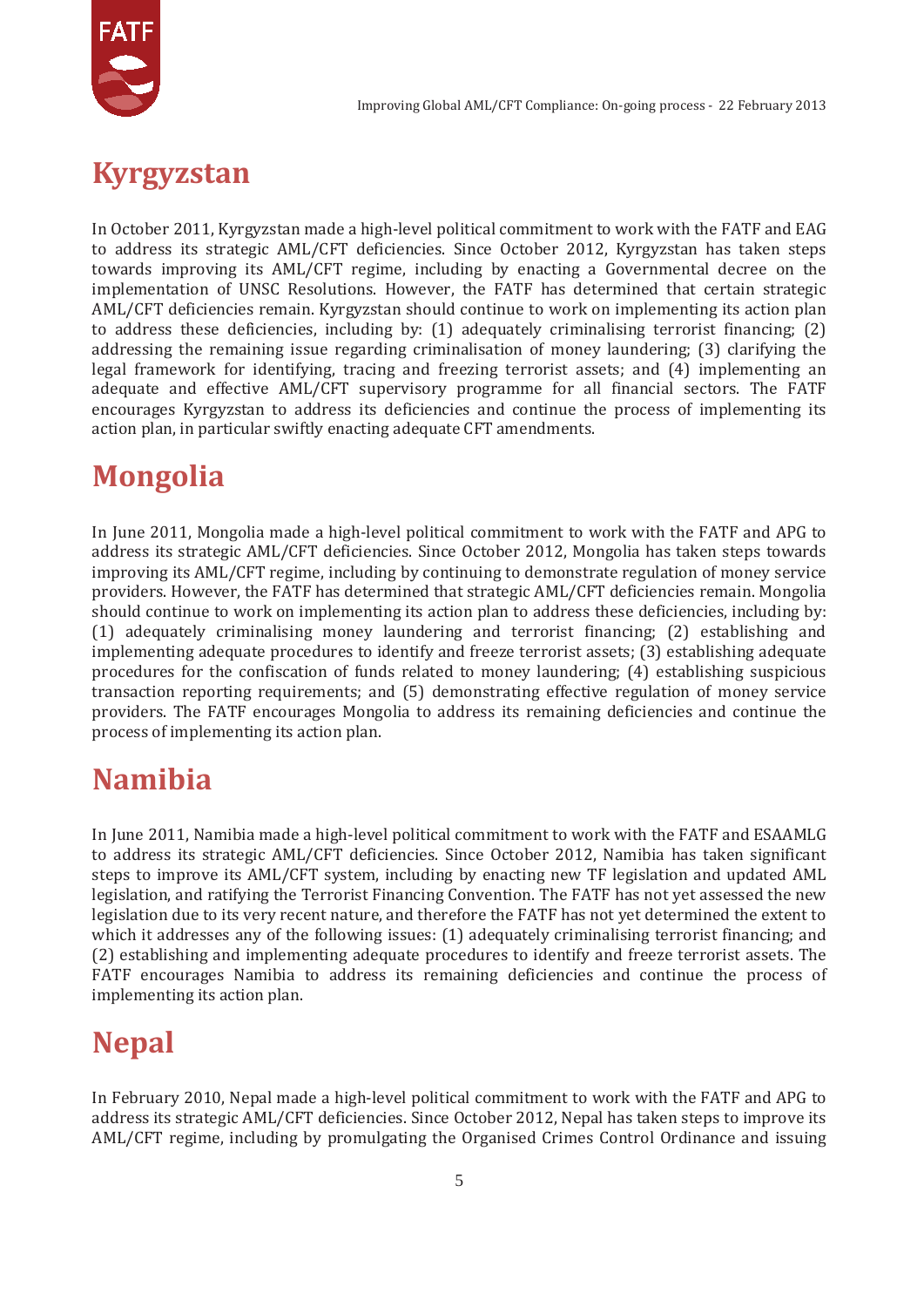# Kyrgyzstan

In October 2011, Kyrgyzstan made a high-level political commitment to work with the FATF and EAG to address its strategic AML/CFT deficiencies. Since October 2012, Kyrgyzstan has taken steps towards improving its AML/CFT regime, including by enacting a Governmental decree on the implementation of UNSC Resolutions. However, the FATF has determined that certain strategic AML/CFT deficiencies remain. Kyrgyzstan should continue to work on implementing its action plan to address these deficiencies, including by: (1) adequately criminalising terrorist financing; (2) addressing the remaining issue regarding criminalisation of money laundering; (3) clarifying the legal framework for identifying, tracing and freezing terrorist assets; and (4) implementing an adequate and effective AML/CFT supervisory programme for all financial sectors. The FATF encourages Kyrgyzstan to address its deficiencies and continue the process of implementing its action plan, in particular swiftly enacting adequate CFT amendments.

# Mongolia

In June 2011, Mongolia made a high-level political commitment to work with the FATF and APG to address its strategic AML/CFT deficiencies. Since October 2012, Mongolia has taken steps towards improving its AML/CFT regime, including by continuing to demonstrate regulation of money service providers. However, the FATF has determined that strategic AML/CFT deficiencies remain. Mongolia should continue to work on implementing its action plan to address these deficiencies, including by: (1) adequately criminalising money laundering and terrorist financing; (2) establishing and implementing adequate procedures to identify and freeze terrorist assets; (3) establishing adequate procedures for the confiscation of funds related to money laundering; (4) establishing suspicious transaction reporting requirements; and (5) demonstrating effective regulation of money service providers. The FATF encourages Mongolia to address its remaining deficiencies and continue the process of implementing its action plan.

# Namibia

In June 2011, Namibia made a high-level political commitment to work with the FATF and ESAAMLG to address its strategic AML/CFT deficiencies. Since October 2012, Namibia has taken significant steps to improve its AML/CFT system, including by enacting new TF legislation and updated AML legislation, and ratifying the Terrorist Financing Convention. The FATF has not yet assessed the new legislation due to its very recent nature, and therefore the FATF has not yet determined the extent to which it addresses any of the following issues: (1) adequately criminalising terrorist financing; and (2) establishing and implementing adequate procedures to identify and freeze terrorist assets. The FATF encourages Namibia to address its remaining deficiencies and continue the process of implementing its action plan.

# Nepal

In February 2010, Nepal made a high-level political commitment to work with the FATF and APG to address its strategic AML/CFT deficiencies. Since October 2012, Nepal has taken steps to improve its AML/CFT regime, including by promulgating the Organised Crimes Control Ordinance and issuing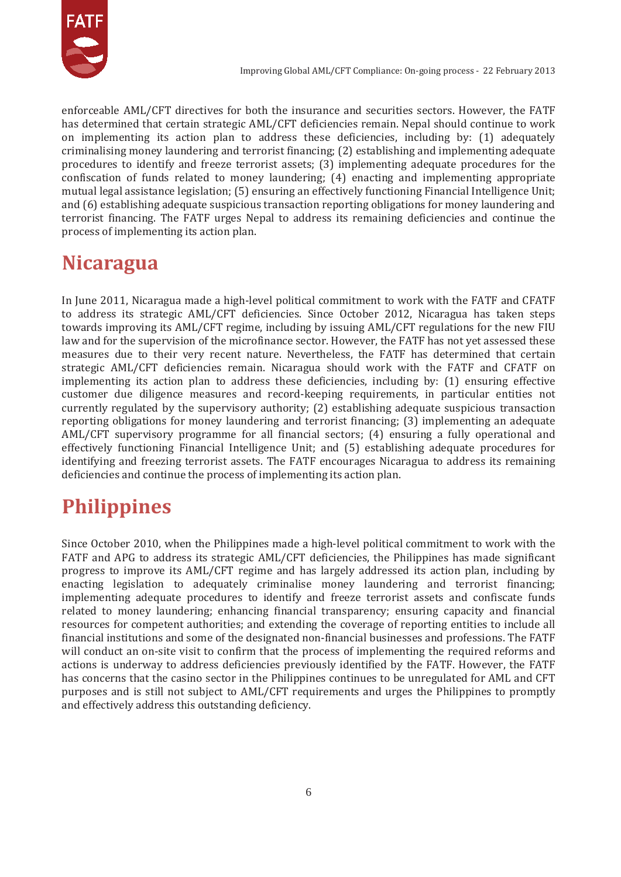enforceable AML/CFT directives for both the insurance and securities sectors. However, the FATF has determined that certain strategic AML/CFT deficiencies remain. Nepal should continue to work on implementing its action plan to address these deficiencies, including by: (1) adequately criminalising money laundering and terrorist financing; (2) establishing and implementing adequate procedures to identify and freeze terrorist assets; (3) implementing adequate procedures for the confiscation of funds related to money laundering; (4) enacting and implementing appropriate mutual legal assistance legislation; (5) ensuring an effectively functioning Financial Intelligence Unit; and (6) establishing adequate suspicious transaction reporting obligations for money laundering and terrorist financing. The FATF urges Nepal to address its remaining deficiencies and continue the process of implementing its action plan.

# Nicaragua

In June 2011, Nicaragua made a high-level political commitment to work with the FATF and CFATF to address its strategic AML/CFT deficiencies. Since October 2012, Nicaragua has taken steps towards improving its AML/CFT regime, including by issuing AML/CFT regulations for the new FIU law and for the supervision of the microfinance sector. However, the FATF has not yet assessed these measures due to their very recent nature. Nevertheless, the FATF has determined that certain strategic AML/CFT deficiencies remain. Nicaragua should work with the FATF and CFATF on implementing its action plan to address these deficiencies, including by: (1) ensuring effective customer due diligence measures and record-keeping requirements, in particular entities not currently regulated by the supervisory authority; (2) establishing adequate suspicious transaction reporting obligations for money laundering and terrorist financing; (3) implementing an adequate AML/CFT supervisory programme for all financial sectors; (4) ensuring a fully operational and effectively functioning Financial Intelligence Unit; and (5) establishing adequate procedures for identifying and freezing terrorist assets. The FATF encourages Nicaragua to address its remaining deficiencies and continue the process of implementing its action plan.

# Philippines

Since October 2010, when the Philippines made a high-level political commitment to work with the FATF and APG to address its strategic AML/CFT deficiencies, the Philippines has made significant progress to improve its AML/CFT regime and has largely addressed its action plan, including by enacting legislation to adequately criminalise money laundering and terrorist financing; implementing adequate procedures to identify and freeze terrorist assets and confiscate funds related to money laundering; enhancing financial transparency; ensuring capacity and financial resources for competent authorities; and extending the coverage of reporting entities to include all financial institutions and some of the designated non-financial businesses and professions. The FATF will conduct an on-site visit to confirm that the process of implementing the required reforms and actions is underway to address deficiencies previously identified by the FATF. However, the FATF has concerns that the casino sector in the Philippines continues to be unregulated for AML and CFT purposes and is still not subject to AML/CFT requirements and urges the Philippines to promptly and effectively address this outstanding deficiency.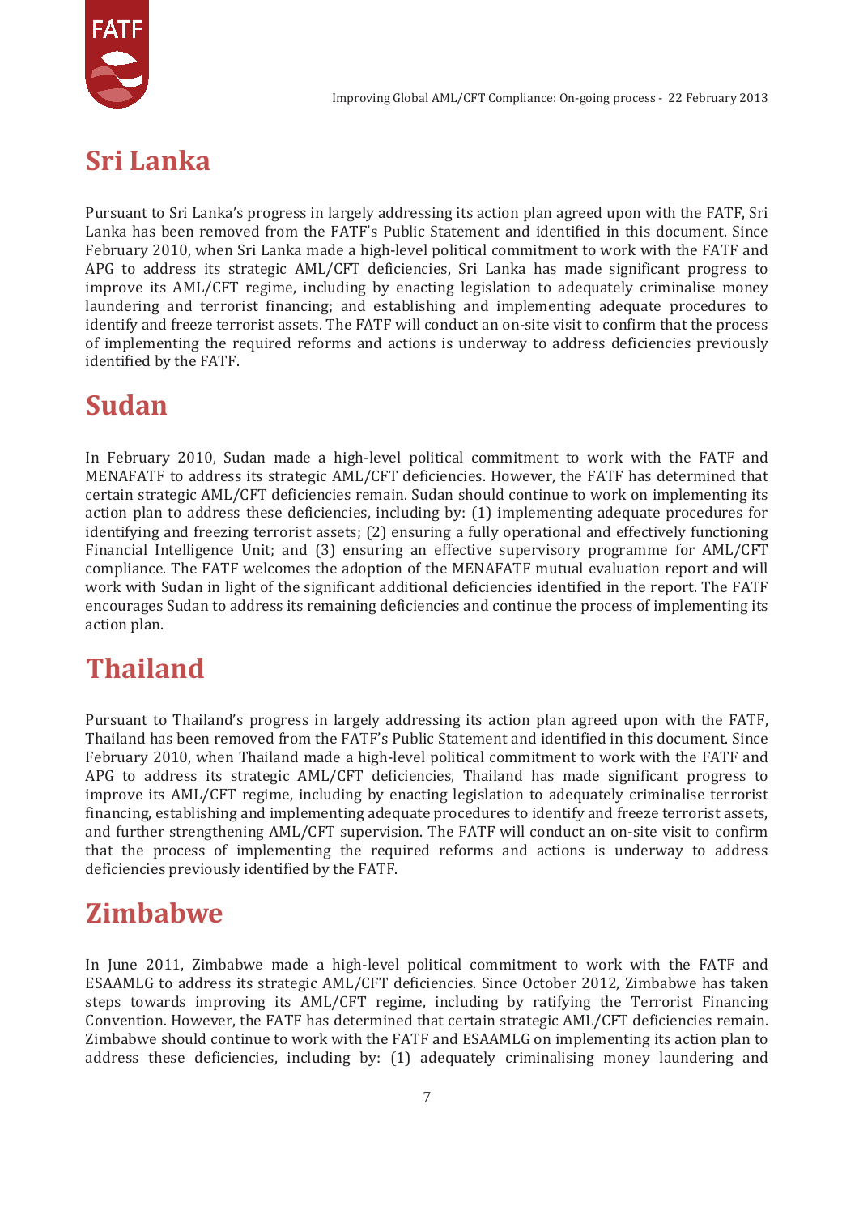## Sri Lanka

Pursuant to Sri Lanka's progress in largely addressing its action plan agreed upon with the FATF, Sri Lanka has been removed from the FATF's Public Statement and identified in this document. Since February 2010, when Sri Lanka made a high-level political commitment to work with the FATF and APG to address its strategic AML/CFT deficiencies, Sri Lanka has made significant progress to improve its AML/CFT regime, including by enacting legislation to adequately criminalise money laundering and terrorist financing; and establishing and implementing adequate procedures to identify and freeze terrorist assets. The FATF will conduct an on-site visit to confirm that the process of implementing the required reforms and actions is underway to address deficiencies previously identified by the FATF.

## Sudan

In February 2010, Sudan made a high-level political commitment to work with the FATF and MENAFATF to address its strategic AML/CFT deficiencies. However, the FATF has determined that certain strategic AML/CFT deficiencies remain. Sudan should continue to work on implementing its action plan to address these deficiencies, including by: (1) implementing adequate procedures for identifying and freezing terrorist assets; (2) ensuring a fully operational and effectively functioning Financial Intelligence Unit; and (3) ensuring an effective supervisory programme for AML/CFT compliance. The FATF welcomes the adoption of the MENAFATF mutual evaluation report and will work with Sudan in light of the significant additional deficiencies identified in the report. The FATF encourages Sudan to address its remaining deficiencies and continue the process of implementing its action plan.

## Thailand

Pursuant to Thailand's progress in largely addressing its action plan agreed upon with the FATF, Thailand has been removed from the FATF's Public Statement and identified in this document. Since February 2010, when Thailand made a high-level political commitment to work with the FATF and APG to address its strategic AML/CFT deficiencies, Thailand has made significant progress to improve its AML/CFT regime, including by enacting legislation to adequately criminalise terrorist financing, establishing and implementing adequate procedures to identify and freeze terrorist assets, and further strengthening AML/CFT supervision. The FATF will conduct an on-site visit to confirm that the process of implementing the required reforms and actions is underway to address deficiencies previously identified by the FATF.

## Zimbabwe

In June 2011, Zimbabwe made a high-level political commitment to work with the FATF and ESAAMLG to address its strategic AML/CFT deficiencies. Since October 2012, Zimbabwe has taken steps towards improving its AML/CFT regime, including by ratifying the Terrorist Financing Convention. However, the FATF has determined that certain strategic AML/CFT deficiencies remain. Zimbabwe should continue to work with the FATF and ESAAMLG on implementing its action plan to address these deficiencies, including by: (1) adequately criminalising money laundering and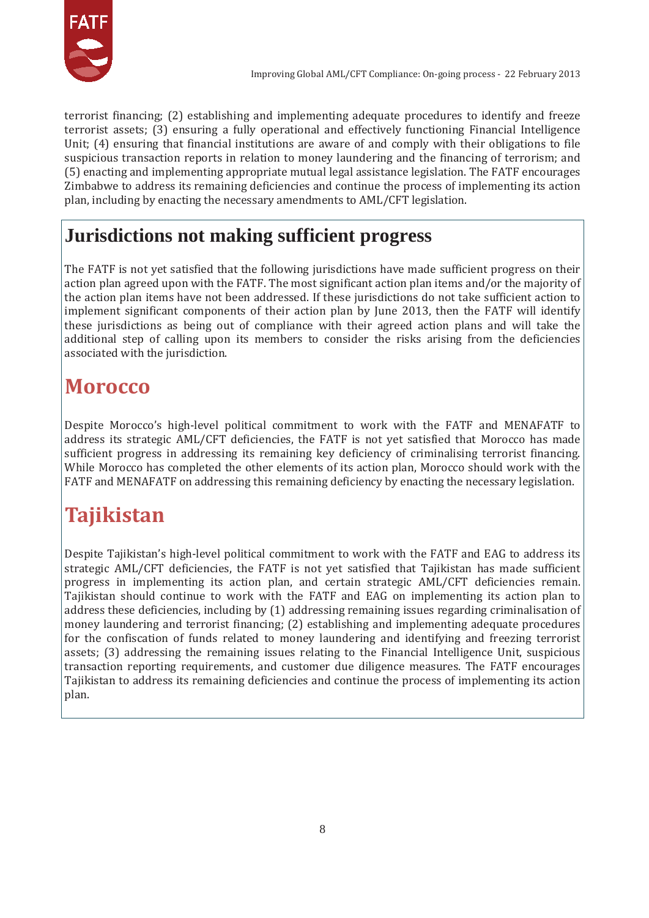terrorist financing; (2) establishing and implementing adequate procedures to identify and freeze terrorist assets; (3) ensuring a fully operational and effectively functioning Financial Intelligence Unit; (4) ensuring that financial institutions are aware of and comply with their obligations to file suspicious transaction reports in relation to money laundering and the financing of terrorism; and (5) enacting and implementing appropriate mutual legal assistance legislation. The FATF encourages Zimbabwe to address its remaining deficiencies and continue the process of implementing its action plan, including by enacting the necessary amendments to AML/CFT legislation.

# Jurisdictions not making sufficient progress

The FATF is not yet satisfied that the following jurisdictions have made sufficient progress on their action plan agreed upon with the FATF. The most significant action plan items and/or the majority of the action plan items have not been addressed. If these jurisdictions do not take sufficient action to implement significant components of their action plan by June 2013, then the FATF will identify these jurisdictions as being out of compliance with their agreed action plans and will take the additional step of calling upon its members to consider the risks arising from the deficiencies associated with the jurisdiction.

## Morocco

Despite Morocco's high-level political commitment to work with the FATF and MENAFATF to address its strategic AML/CFT deficiencies, the FATF is not yet satisfied that Morocco has made sufficient progress in addressing its remaining key deficiency of criminalising terrorist financing. While Morocco has completed the other elements of its action plan, Morocco should work with the FATF and MENAFATF on addressing this remaining deficiency by enacting the necessary legislation.

## Tajikistan

Despite Tajikistan's high-level political commitment to work with the FATF and EAG to address its strategic AML/CFT deficiencies, the FATF is not yet satisfied that Tajikistan has made sufficient progress in implementing its action plan, and certain strategic AML/CFT deficiencies remain. Tajikistan should continue to work with the FATF and EAG on implementing its action plan to address these deficiencies, including by (1) addressing remaining issues regarding criminalisation of money laundering and terrorist financing; (2) establishing and implementing adequate procedures for the confiscation of funds related to money laundering and identifying and freezing terrorist assets; (3) addressing the remaining issues relating to the Financial Intelligence Unit, suspicious transaction reporting requirements, and customer due diligence measures. The FATF encourages Tajikistan to address its remaining deficiencies and continue the process of implementing its action plan.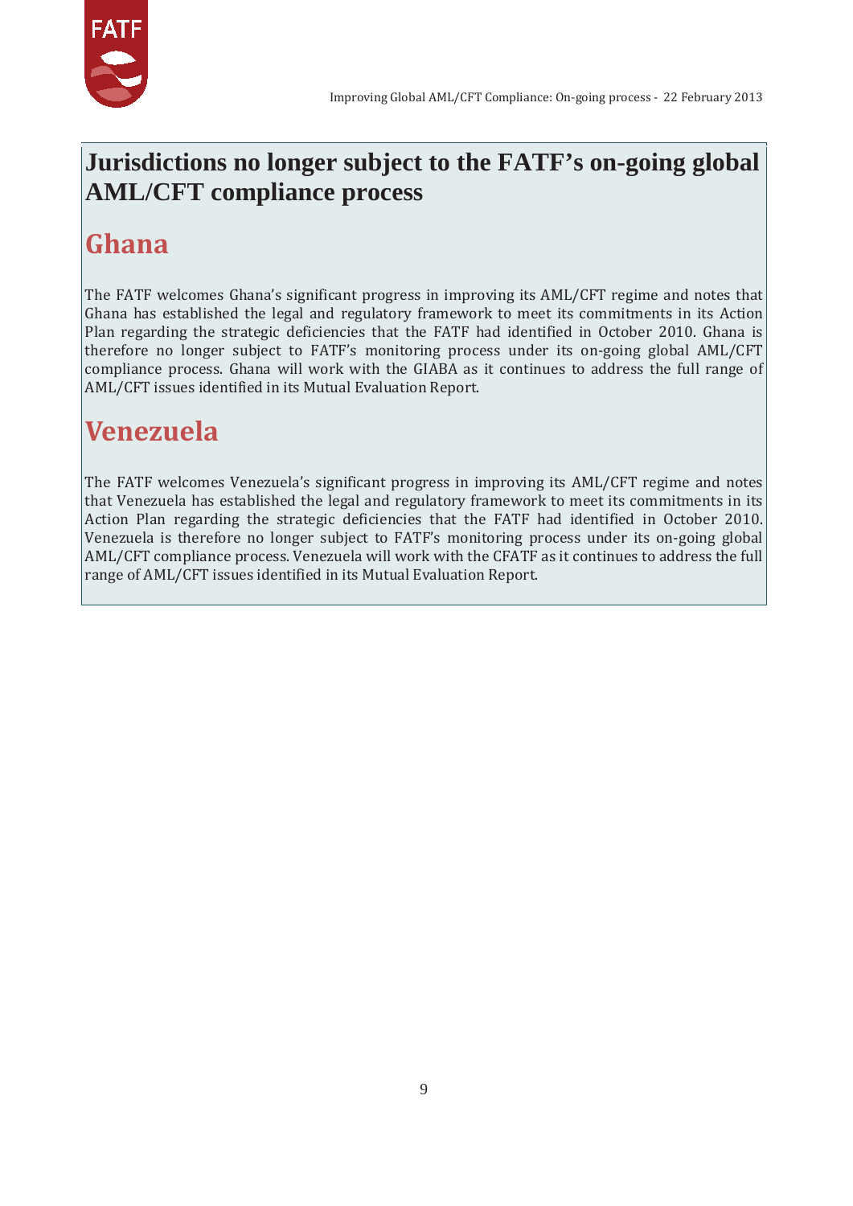# Jurisdictions no longer subject to the FATF's on-going global AML/CFT compliance process

## Ghana

The FATF welcomes Ghana's significant progress in improving its AML/CFT regime and notes that Ghana has established the legal and regulatory framework to meet its commitments in its Action Plan regarding the strategic deficiencies that the FATF had identified in October 2010. Ghana is therefore no longer subject to FATF's monitoring process under its on-going global AML/CFT compliance process. Ghana will work with the GIABA as it continues to address the full range of AML/CFT issues identified in its Mutual Evaluation Report.

## Venezuela

The FATF welcomes Venezuela's significant progress in improving its AML/CFT regime and notes that Venezuela has established the legal and regulatory framework to meet its commitments in its Action Plan regarding the strategic deficiencies that the FATF had identified in October 2010. Venezuela is therefore no longer subject to FATF's monitoring process under its on-going global AML/CFT compliance process. Venezuela will work with the CFATF as it continues to address the full range of AML/CFT issues identified in its Mutual Evaluation Report.